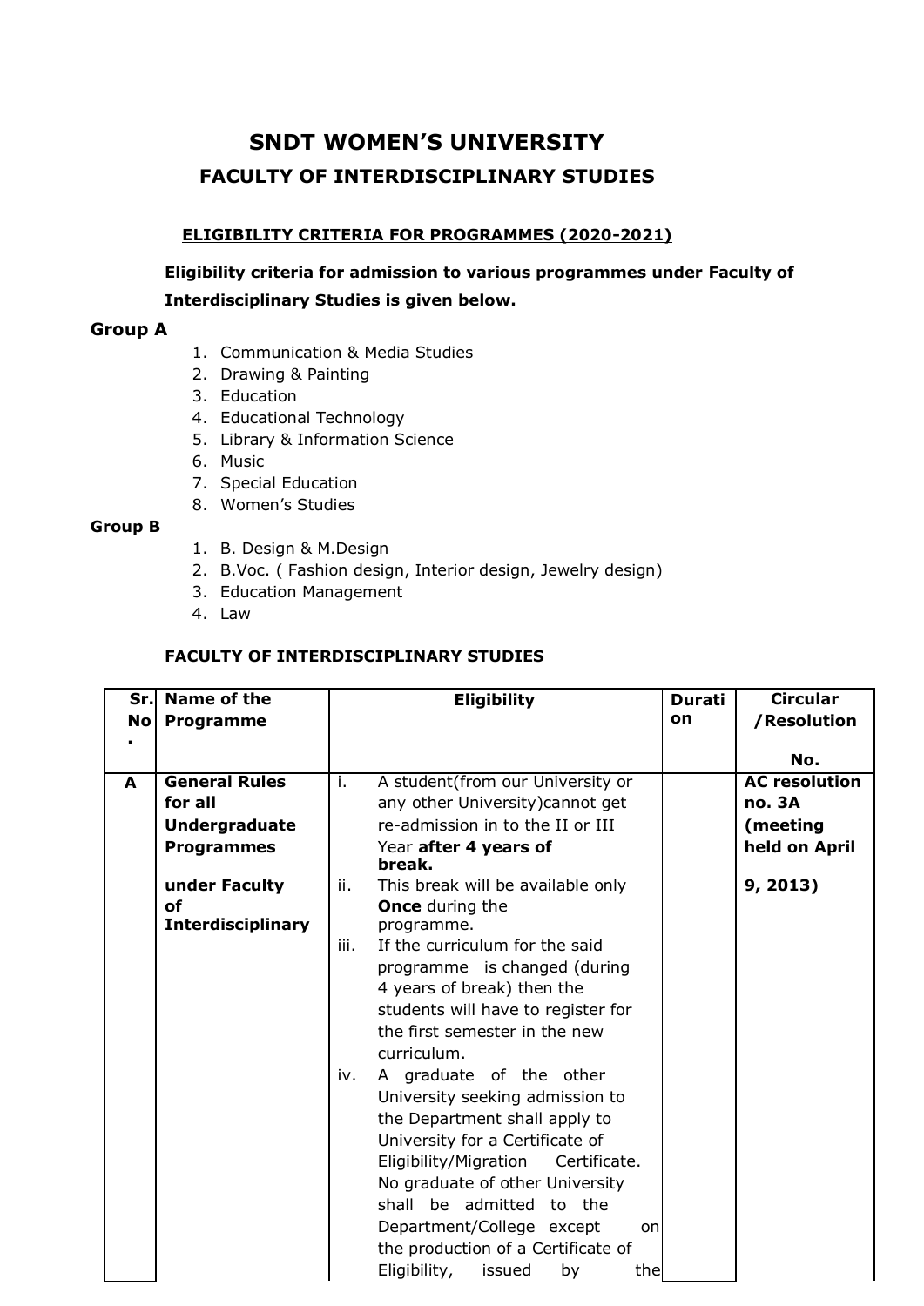# SNDT WOMEN'S UNIVERSITY

## FACULTY OF INTERDISCIPLINARY STUDIES

### ELIGIBILITY CRITERIA FOR PROGRAMMES (2020-2021)

**Eligibility criteria for admission to various programmes under Faculty of Interdisciplinary Studies is given below.**

### Group A

1. Communication & Media Studies
2. Drawing & Painting
3. Education
4. Educational Technology
5. Library & Information Science
6. Music
7. Special Education
8. Women's Studies

**Group B**

1. B. Design & M.Design
2. B.Voc. ( Fashion design, Interior design, Jewelry design)
3. Education Management
4. Law

### FACULTY OF INTERDISCIPLINARY STUDIES

| Sr. No. | Name of the Programme | Eligibility | Duration | Circular /Resolution No. |
|---|---|---|---|---|
| A | **General Rules for all Undergraduate Programmes under Faculty of Interdisciplinary** | i. A student(from our University or any other University)cannot get re-admission in to the II or III Year **after 4 years of break.**<br>ii. This break will be available only **Once** during the programme.<br>iii. If the curriculum for the said programme is changed (during 4 years of break) then the students will have to register for the first semester in the new curriculum.<br>iv. A graduate of the other University seeking admission to the Department shall apply to University for a Certificate of Eligibility/Migration Certificate. No graduate of other University shall be admitted to the Department/College except on the production of a Certificate of Eligibility, issued by the | | **AC resolution no. 3A (meeting held on April 9, 2013)** |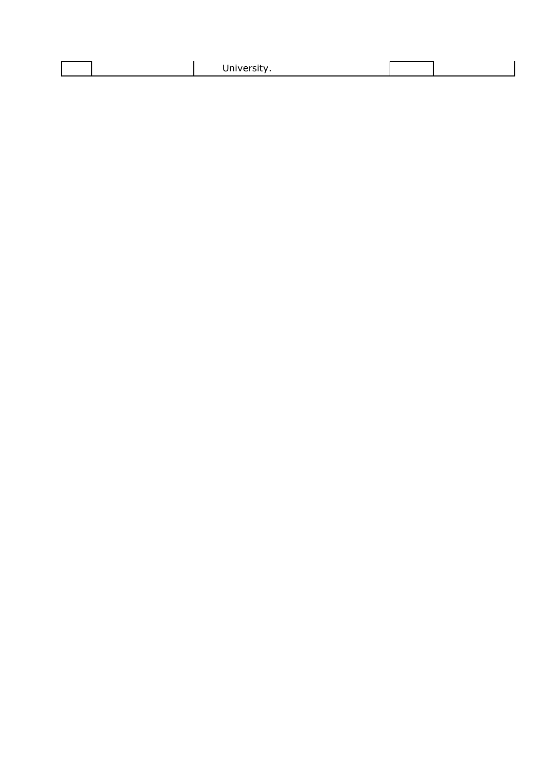|  |  | University. |  |  |
|---|---|---|---|---|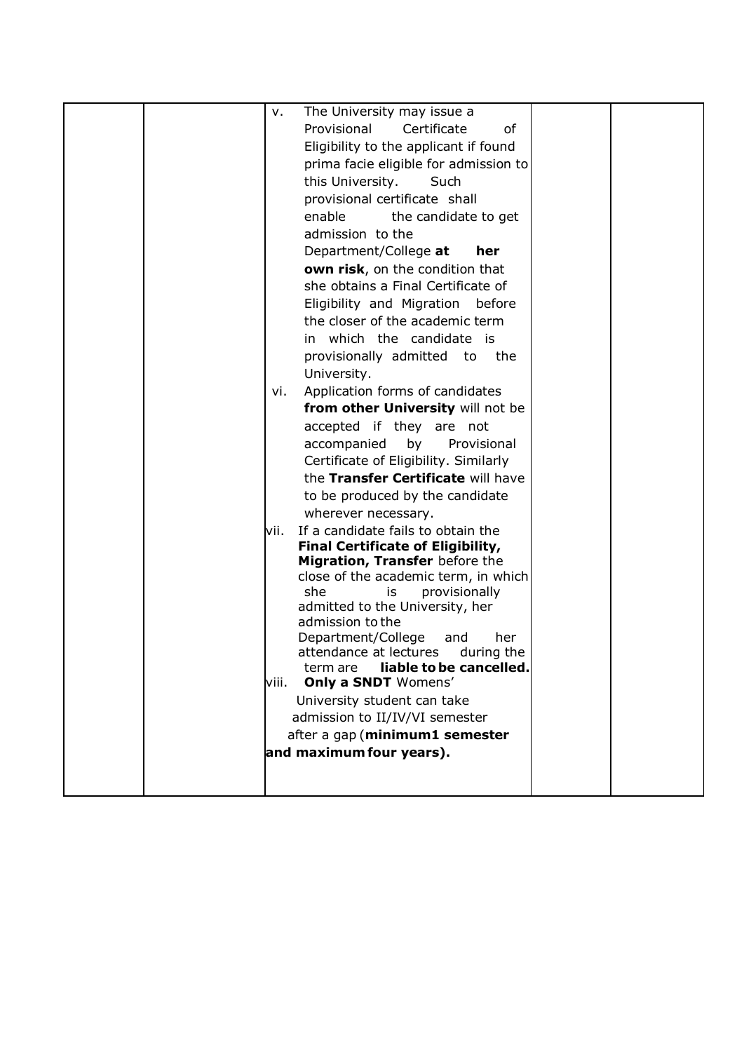| | | | | |
|---|---|---|---|---|
| | | v. The University may issue a Provisional Certificate of Eligibility to the applicant if found prima facie eligible for admission to this University. Such provisional certificate shall enable the candidate to get admission to the Department/College **at her own risk**, on the condition that she obtains a Final Certificate of Eligibility and Migration before the closer of the academic term in which the candidate is provisionally admitted to the University.<br>vi. Application forms of candidates **from other University** will not be accepted if they are not accompanied by Provisional Certificate of Eligibility. Similarly the **Transfer Certificate** will have to be produced by the candidate wherever necessary.<br>vii. If a candidate fails to obtain the **Final Certificate of Eligibility, Migration, Transfer** before the close of the academic term, in which she is provisionally admitted to the University, her admission to the Department/College and her attendance at lectures during the term are **liable to be cancelled.**<br>viii. **Only a SNDT** Womens' University student can take admission to II/IV/VI semester after a gap (**minimum1 semester and maximum four years).** | | |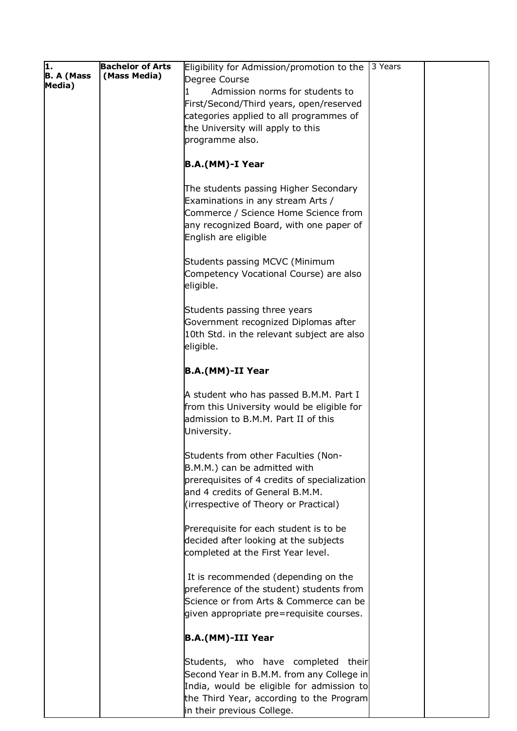| 1. B. A (Mass Media) | Bachelor of Arts (Mass Media) | Eligibility for Admission/promotion to the Degree Course<br>1 Admission norms for students to First/Second/Third years, open/reserved categories applied to all programmes of the University will apply to this programme also.<br><br>**B.A.(MM)-I Year**<br><br>The students passing Higher Secondary Examinations in any stream Arts / Commerce / Science Home Science from any recognized Board, with one paper of English are eligible<br><br>Students passing MCVC (Minimum Competency Vocational Course) are also eligible.<br><br>Students passing three years Government recognized Diplomas after 10th Std. in the relevant subject are also eligible.<br><br>**B.A.(MM)-II Year**<br><br>A student who has passed B.M.M. Part I from this University would be eligible for admission to B.M.M. Part II of this University.<br><br>Students from other Faculties (Non-B.M.M.) can be admitted with prerequisites of 4 credits of specialization and 4 credits of General B.M.M. (irrespective of Theory or Practical)<br><br>Prerequisite for each student is to be decided after looking at the subjects completed at the First Year level.<br><br>It is recommended (depending on the preference of the student) students from Science or from Arts & Commerce can be given appropriate pre=requisite courses.<br><br>**B.A.(MM)-III Year**<br><br>Students, who have completed their Second Year in B.M.M. from any College in India, would be eligible for admission to the Third Year, according to the Program in their previous College. | 3 Years | |
|---|---|---|---|---|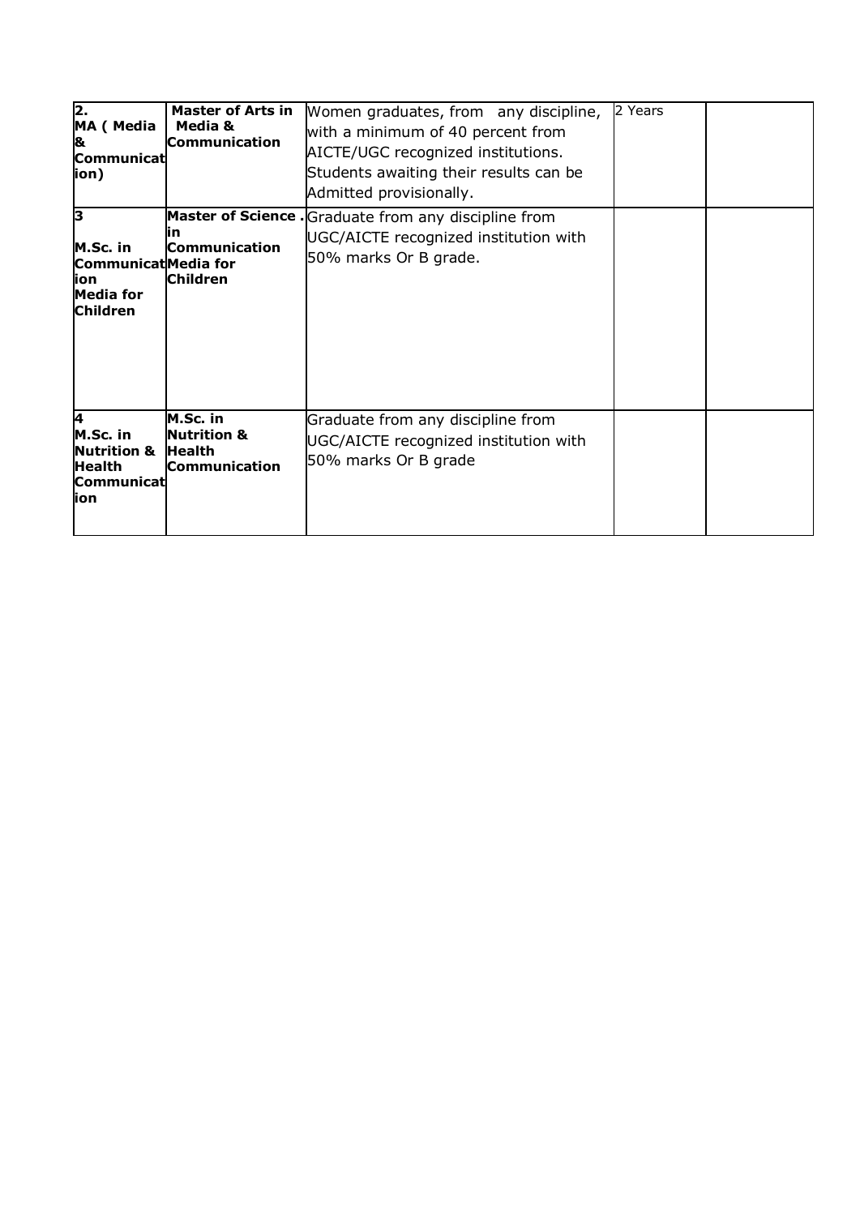| | | | | |
|---|---|---|---|---|
| **2. MA ( Media & Communication)** | **Master of Arts in Media & Communication** | Women graduates, from any discipline, with a minimum of 40 percent from AICTE/UGC recognized institutions. Students awaiting their results can be Admitted provisionally. | 2 Years | |
| **3 M.Sc. in Communication Media for Children** | **Master of Science . in Communication Media for Children** | Graduate from any discipline from UGC/AICTE recognized institution with 50% marks Or B grade. | | |
| **4 M.Sc. in Nutrition & Health Communication** | **M.Sc. in Nutrition & Health Communication** | Graduate from any discipline from UGC/AICTE recognized institution with 50% marks Or B grade | | |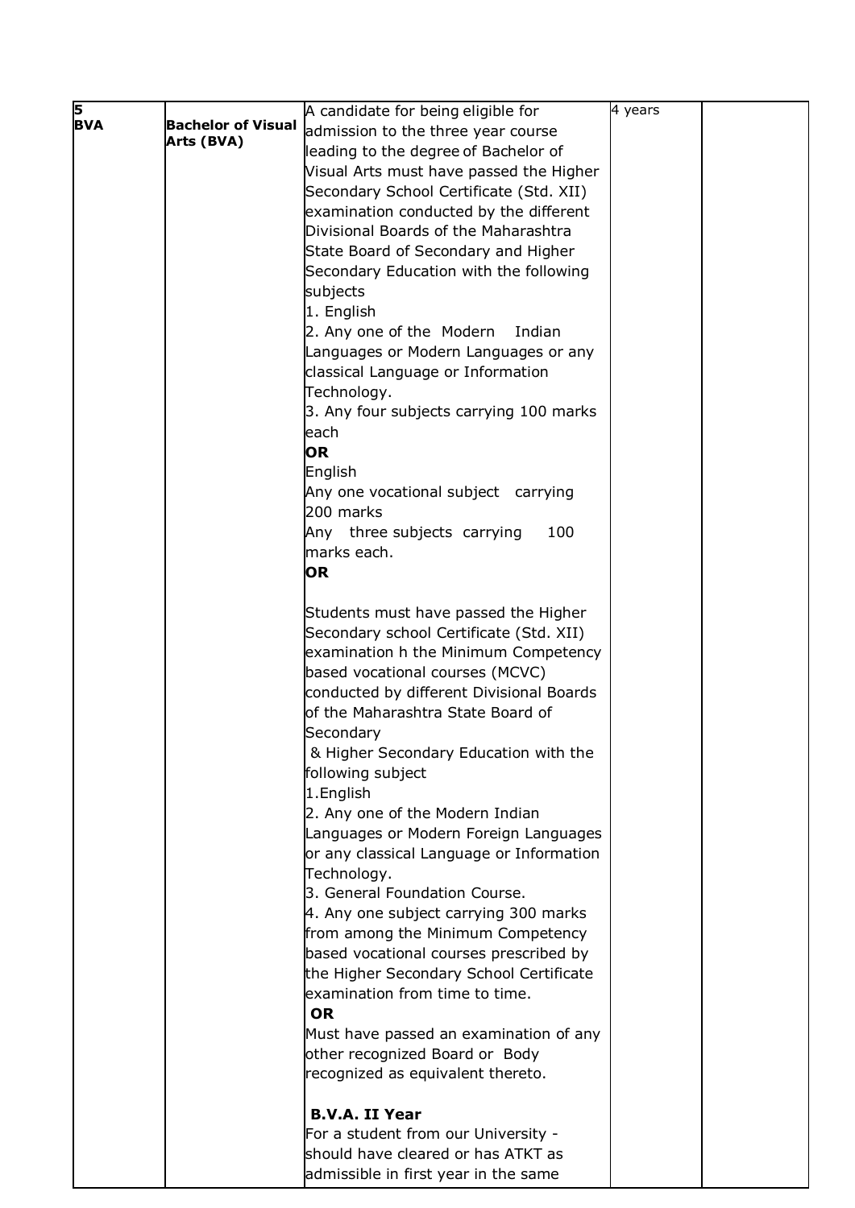| 5 BVA | Bachelor of Visual Arts (BVA) | A candidate for being eligible for admission to the three year course leading to the degree of Bachelor of Visual Arts must have passed the Higher Secondary School Certificate (Std. XII) examination conducted by the different Divisional Boards of the Maharashtra State Board of Secondary and Higher Secondary Education with the following subjects<br>1. English<br>2. Any one of the Modern Indian Languages or Modern Languages or any classical Language or Information Technology.<br>3. Any four subjects carrying 100 marks each<br>**OR**<br>English<br>Any one vocational subject carrying 200 marks<br>Any three subjects carrying 100 marks each.<br>**OR**<br><br>Students must have passed the Higher Secondary school Certificate (Std. XII) examination h the Minimum Competency based vocational courses (MCVC) conducted by different Divisional Boards of the Maharashtra State Board of Secondary & Higher Secondary Education with the following subject<br>1.English<br>2. Any one of the Modern Indian Languages or Modern Foreign Languages or any classical Language or Information Technology.<br>3. General Foundation Course.<br>4. Any one subject carrying 300 marks from among the Minimum Competency based vocational courses prescribed by the Higher Secondary School Certificate examination from time to time.<br>**OR**<br>Must have passed an examination of any other recognized Board or Body recognized as equivalent thereto.<br><br>**B.V.A. II Year**<br>For a student from our University - should have cleared or has ATKT as admissible in first year in the same | 4 years | |
|---|---|---|---|---|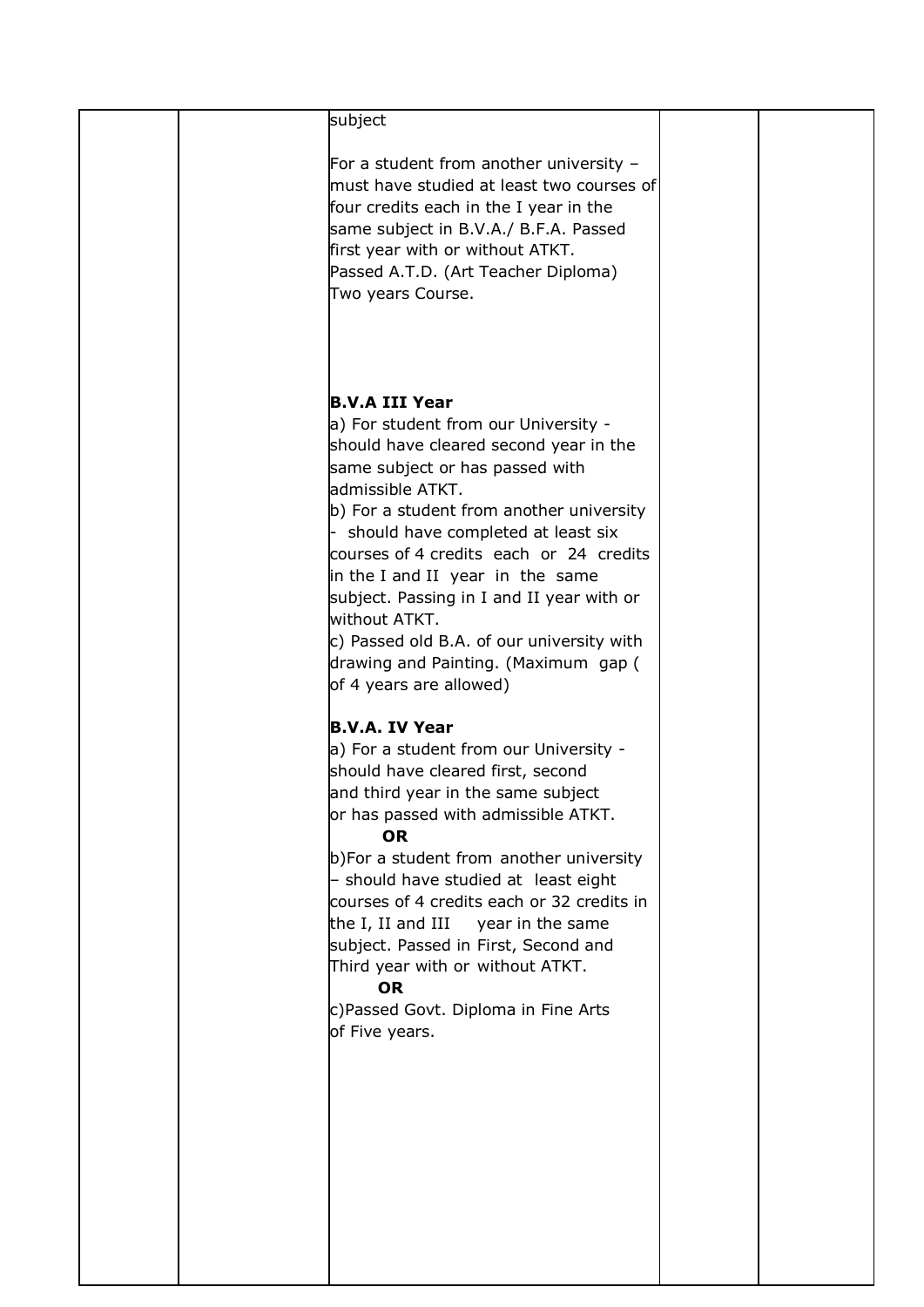| | | | | |
|---|---|---|---|---|
| | | subject<br><br>For a student from another university – must have studied at least two courses of four credits each in the I year in the same subject in B.V.A./ B.F.A. Passed first year with or without ATKT.<br>Passed A.T.D. (Art Teacher Diploma) Two years Course.<br><br>**B.V.A III Year**<br>a) For student from our University - should have cleared second year in the same subject or has passed with admissible ATKT.<br>b) For a student from another university - should have completed at least six courses of 4 credits each or 24 credits in the I and II year in the same subject. Passing in I and II year with or without ATKT.<br>c) Passed old B.A. of our university with drawing and Painting. (Maximum gap ( of 4 years are allowed)<br><br>**B.V.A. IV Year**<br>a) For a student from our University - should have cleared first, second and third year in the same subject or has passed with admissible ATKT.<br>**OR**<br>b)For a student from another university – should have studied at least eight courses of 4 credits each or 32 credits in the I, II and III year in the same subject. Passed in First, Second and Third year with or without ATKT.<br>**OR**<br>c)Passed Govt. Diploma in Fine Arts of Five years. | | |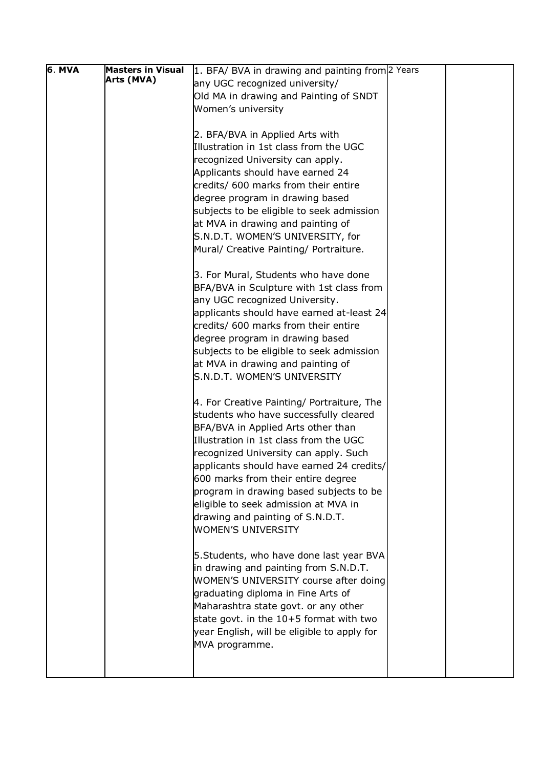| 6. MVA | Masters in Visual Arts (MVA) | 1. BFA/ BVA in drawing and painting from any UGC recognized university/ Old MA in drawing and Painting of SNDT Women's university<br><br>2. BFA/BVA in Applied Arts with Illustration in 1st class from the UGC recognized University can apply. Applicants should have earned 24 credits/ 600 marks from their entire degree program in drawing based subjects to be eligible to seek admission at MVA in drawing and painting of S.N.D.T. WOMEN'S UNIVERSITY, for Mural/ Creative Painting/ Portraiture.<br><br>3. For Mural, Students who have done BFA/BVA in Sculpture with 1st class from any UGC recognized University. applicants should have earned at-least 24 credits/ 600 marks from their entire degree program in drawing based subjects to be eligible to seek admission at MVA in drawing and painting of S.N.D.T. WOMEN'S UNIVERSITY<br><br>4. For Creative Painting/ Portraiture, The students who have successfully cleared BFA/BVA in Applied Arts other than Illustration in 1st class from the UGC recognized University can apply. Such applicants should have earned 24 credits/ 600 marks from their entire degree program in drawing based subjects to be eligible to seek admission at MVA in drawing and painting of S.N.D.T. WOMEN'S UNIVERSITY<br><br>5.Students, who have done last year BVA in drawing and painting from S.N.D.T. WOMEN'S UNIVERSITY course after doing graduating diploma in Fine Arts of Maharashtra state govt. or any other state govt. in the 10+5 format with two year English, will be eligible to apply for MVA programme. | 2 Years | |
|---|---|---|---|---|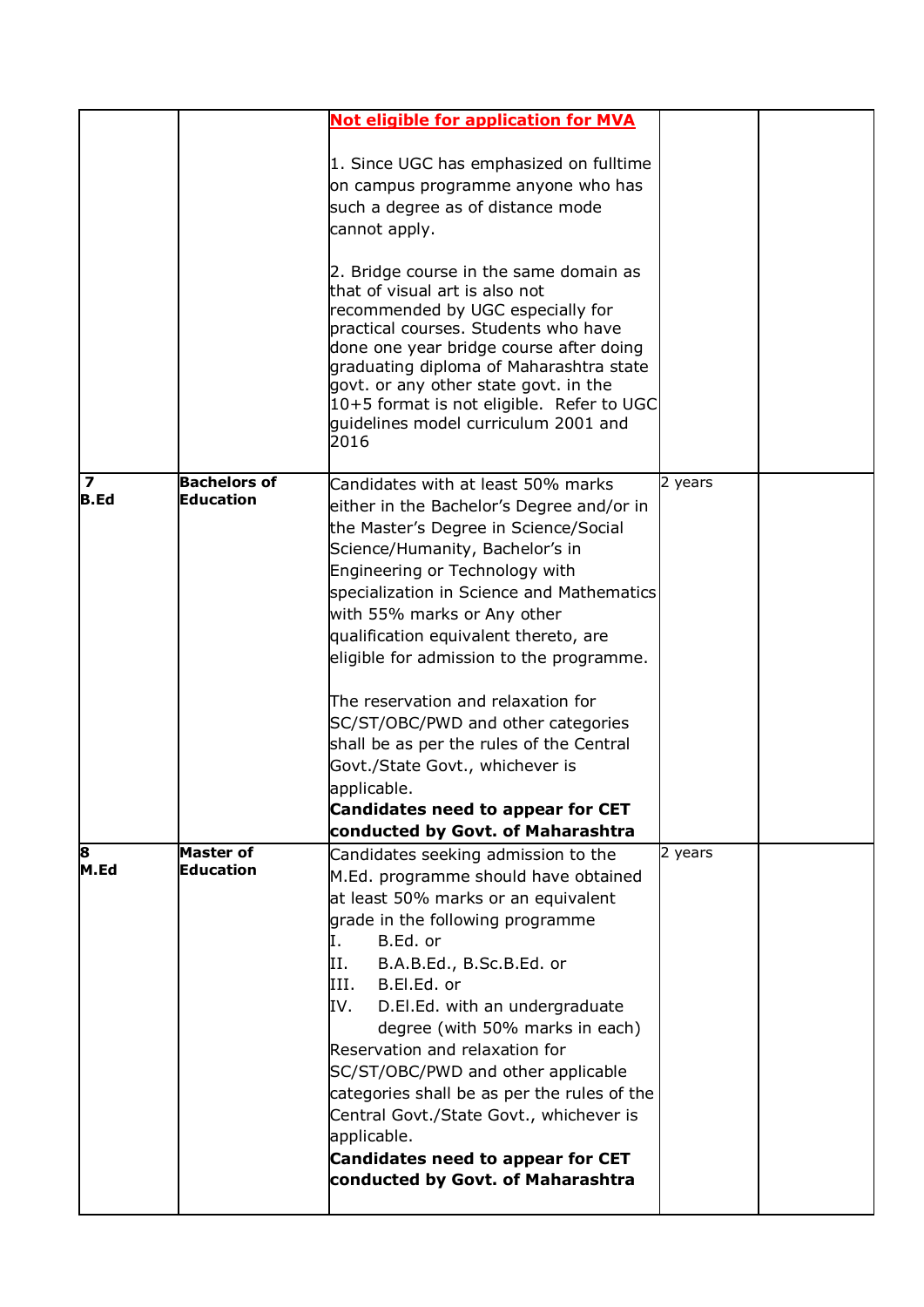| | | | | |
|---|---|---|---|---|
| | | **Not eligible for application for MVA**<br><br>1. Since UGC has emphasized on fulltime on campus programme anyone who has such a degree as of distance mode cannot apply.<br><br>2. Bridge course in the same domain as that of visual art is also not recommended by UGC especially for practical courses. Students who have done one year bridge course after doing graduating diploma of Maharashtra state govt. or any other state govt. in the 10+5 format is not eligible. Refer to UGC guidelines model curriculum 2001 and 2016 | | |
| **7 B.Ed** | **Bachelors of Education** | Candidates with at least 50% marks either in the Bachelor's Degree and/or in the Master's Degree in Science/Social Science/Humanity, Bachelor's in Engineering or Technology with specialization in Science and Mathematics with 55% marks or Any other qualification equivalent thereto, are eligible for admission to the programme.<br><br>The reservation and relaxation for SC/ST/OBC/PWD and other categories shall be as per the rules of the Central Govt./State Govt., whichever is applicable.<br>**Candidates need to appear for CET conducted by Govt. of Maharashtra** | 2 years | |
| **8 M.Ed** | **Master of Education** | Candidates seeking admission to the M.Ed. programme should have obtained at least 50% marks or an equivalent grade in the following programme<br>I. B.Ed. or<br>II. B.A.B.Ed., B.Sc.B.Ed. or<br>III. B.El.Ed. or<br>IV. D.El.Ed. with an undergraduate degree (with 50% marks in each)<br>Reservation and relaxation for SC/ST/OBC/PWD and other applicable categories shall be as per the rules of the Central Govt./State Govt., whichever is applicable.<br>**Candidates need to appear for CET conducted by Govt. of Maharashtra** | 2 years | |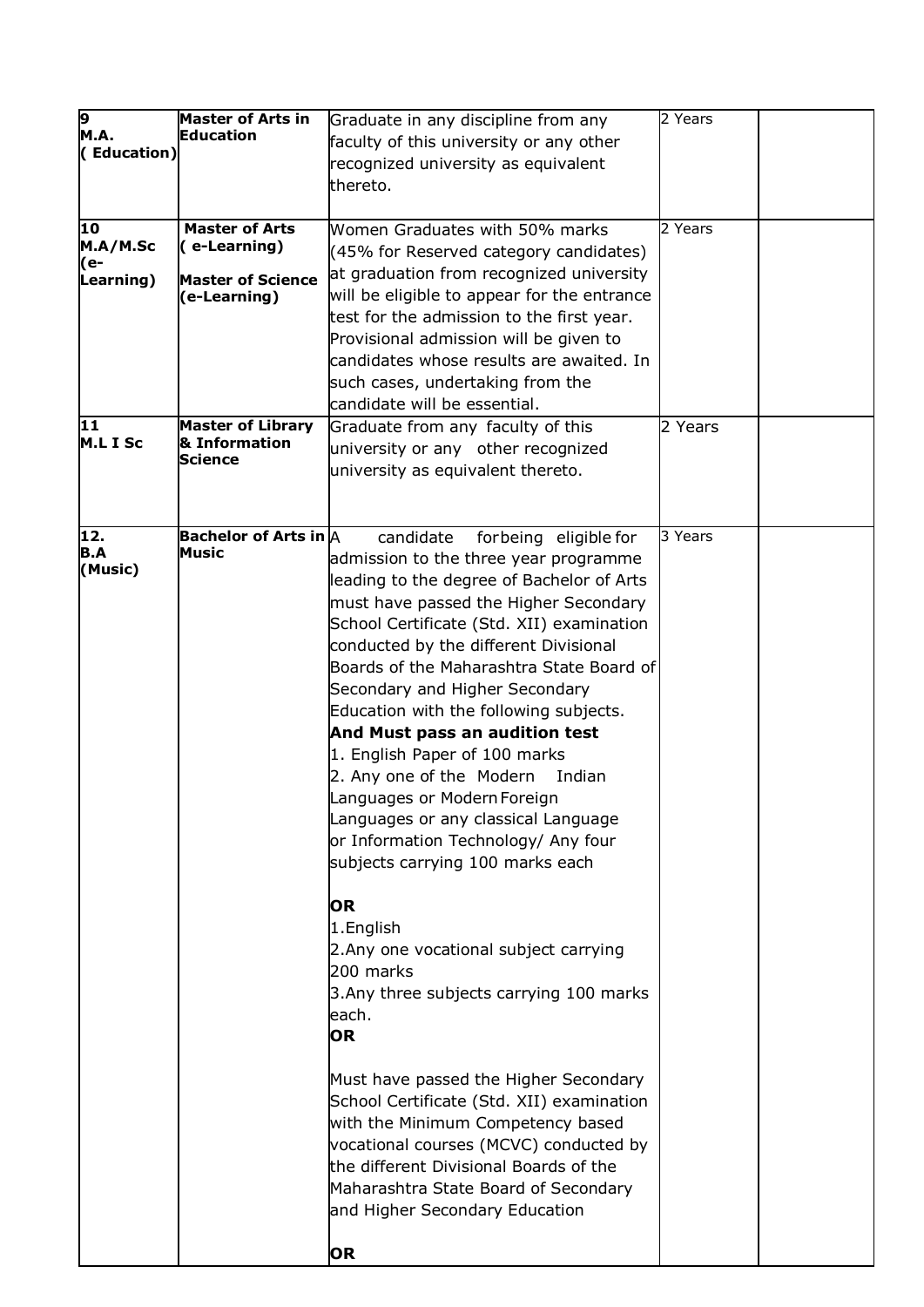| | | | | |
|---|---|---|---|---|
| **9 M.A. ( Education)** | **Master of Arts in Education** | Graduate in any discipline from any faculty of this university or any other recognized university as equivalent thereto. | 2 Years | |
| **10 M.A/M.Sc (e-Learning)** | **Master of Arts ( e-Learning)** <br> **Master of Science (e-Learning)** | Women Graduates with 50% marks (45% for Reserved category candidates) at graduation from recognized university will be eligible to appear for the entrance test for the admission to the first year. Provisional admission will be given to candidates whose results are awaited. In such cases, undertaking from the candidate will be essential. | 2 Years | |
| **11 M.L I Sc** | **Master of Library & Information Science** | Graduate from any faculty of this university or any other recognized university as equivalent thereto. | 2 Years | |
| **12. B.A (Music)** | **Bachelor of Arts in Music** | A candidate for being eligible for admission to the three year programme leading to the degree of Bachelor of Arts must have passed the Higher Secondary School Certificate (Std. XII) examination conducted by the different Divisional Boards of the Maharashtra State Board of Secondary and Higher Secondary Education with the following subjects. <br> **And Must pass an audition test** <br> 1. English Paper of 100 marks <br> 2. Any one of the Modern Indian Languages or Modern Foreign Languages or any classical Language or Information Technology/ Any four subjects carrying 100 marks each <br><br> **OR** <br> 1.English <br> 2.Any one vocational subject carrying 200 marks <br> 3.Any three subjects carrying 100 marks each. <br> **OR** <br><br> Must have passed the Higher Secondary School Certificate (Std. XII) examination with the Minimum Competency based vocational courses (MCVC) conducted by the different Divisional Boards of the Maharashtra State Board of Secondary and Higher Secondary Education <br><br> **OR** | 3 Years | |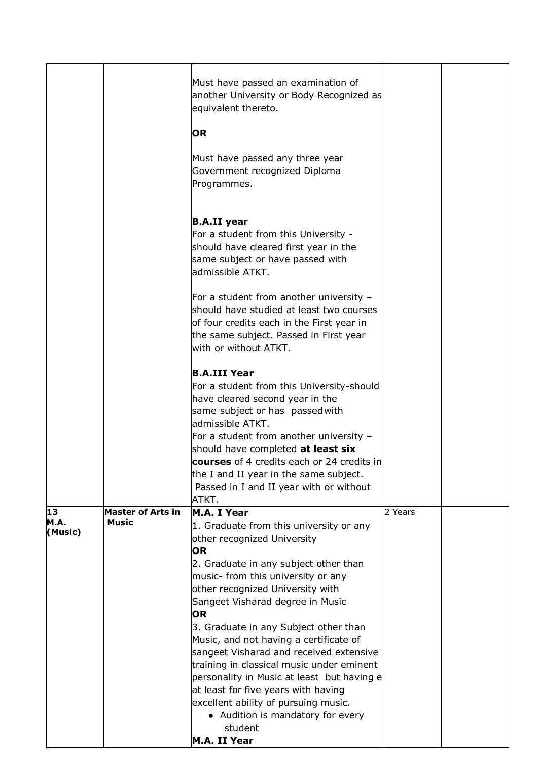| | | | | |
|---|---|---|---|---|
| | | Must have passed an examination of another University or Body Recognized as equivalent thereto.<br><br>**OR**<br><br>Must have passed any three year Government recognized Diploma Programmes.<br><br>**B.A.II year**<br>For a student from this University - should have cleared first year in the same subject or have passed with admissible ATKT.<br><br>For a student from another university – should have studied at least two courses of four credits each in the First year in the same subject. Passed in First year with or without ATKT.<br><br>**B.A.III Year**<br>For a student from this University-should have cleared second year in the same subject or has passed with admissible ATKT.<br>For a student from another university – should have completed **at least six courses** of 4 credits each or 24 credits in the I and II year in the same subject.<br>Passed in I and II year with or without ATKT. | | |
| **13 M.A. (Music)** | **Master of Arts in Music** | **M.A. I Year**<br>1. Graduate from this university or any other recognized University<br>**OR**<br>2. Graduate in any subject other than music- from this university or any other recognized University with Sangeet Visharad degree in Music<br>**OR**<br>3. Graduate in any Subject other than Music, and not having a certificate of sangeet Visharad and received extensive training in classical music under eminent personality in Music at least but having e at least for five years with having excellent ability of pursuing music.<br>• Audition is mandatory for every student<br>**M.A. II Year** | 2 Years | |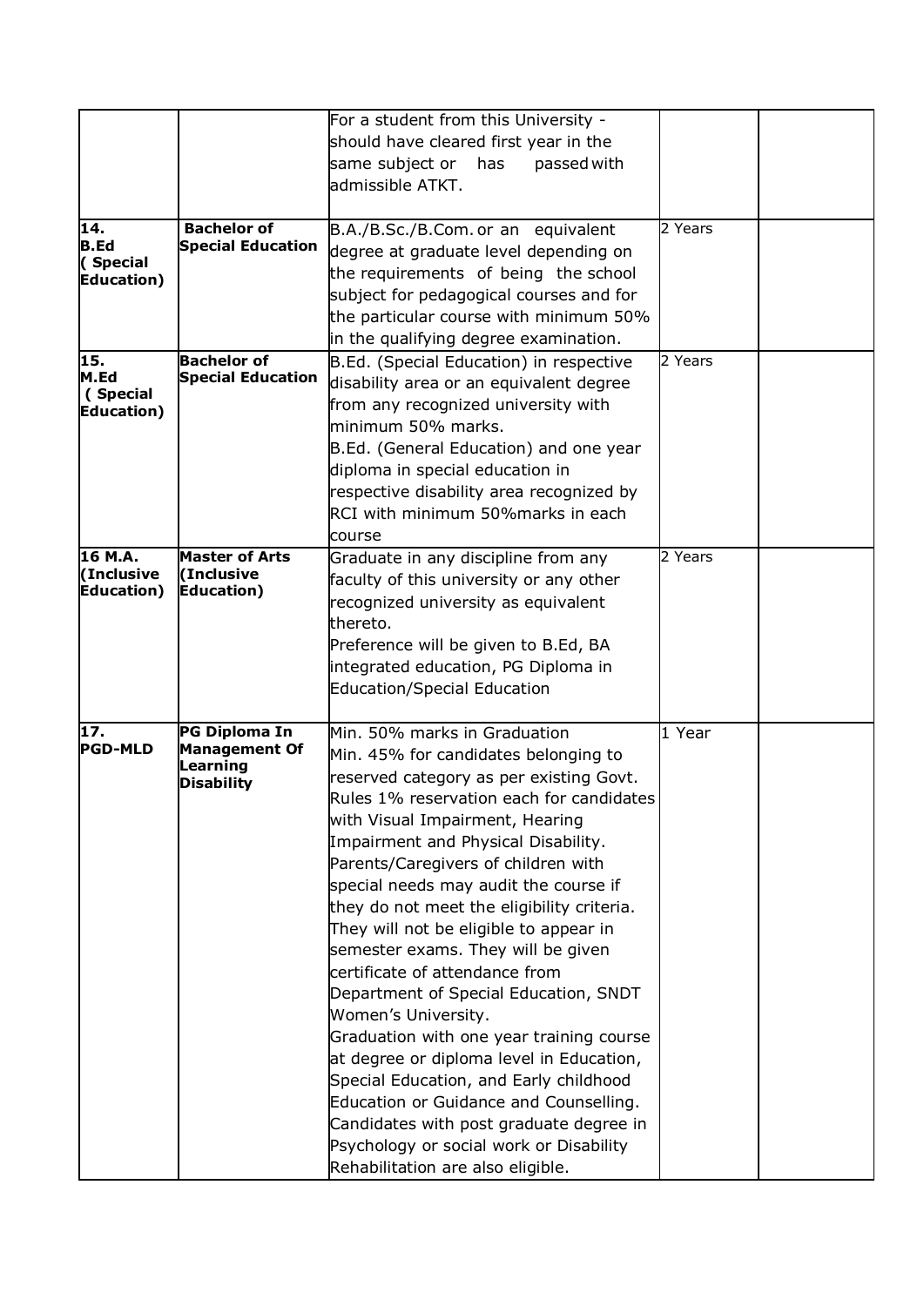|  |  |  |  |  |
|---|---|---|---|---|
|  |  | For a student from this University - should have cleared first year in the same subject or has passed with admissible ATKT. |  |  |
| **14. B.Ed ( Special Education)** | **Bachelor of Special Education** | B.A./B.Sc./B.Com. or an equivalent degree at graduate level depending on the requirements of being the school subject for pedagogical courses and for the particular course with minimum 50% in the qualifying degree examination. | 2 Years |  |
| **15. M.Ed ( Special Education)** | **Bachelor of Special Education** | B.Ed. (Special Education) in respective disability area or an equivalent degree from any recognized university with minimum 50% marks.<br>B.Ed. (General Education) and one year diploma in special education in respective disability area recognized by RCI with minimum 50%marks in each course | 2 Years |  |
| **16 M.A. (Inclusive Education)** | **Master of Arts (Inclusive Education)** | Graduate in any discipline from any faculty of this university or any other recognized university as equivalent thereto.<br>Preference will be given to B.Ed, BA integrated education, PG Diploma in Education/Special Education | 2 Years |  |
| **17. PGD-MLD** | **PG Diploma In Management Of Learning Disability** | Min. 50% marks in Graduation<br>Min. 45% for candidates belonging to reserved category as per existing Govt. Rules 1% reservation each for candidates with Visual Impairment, Hearing Impairment and Physical Disability.<br>Parents/Caregivers of children with special needs may audit the course if they do not meet the eligibility criteria. They will not be eligible to appear in semester exams. They will be given certificate of attendance from Department of Special Education, SNDT Women's University.<br>Graduation with one year training course at degree or diploma level in Education, Special Education, and Early childhood Education or Guidance and Counselling. Candidates with post graduate degree in Psychology or social work or Disability Rehabilitation are also eligible. | 1 Year |  |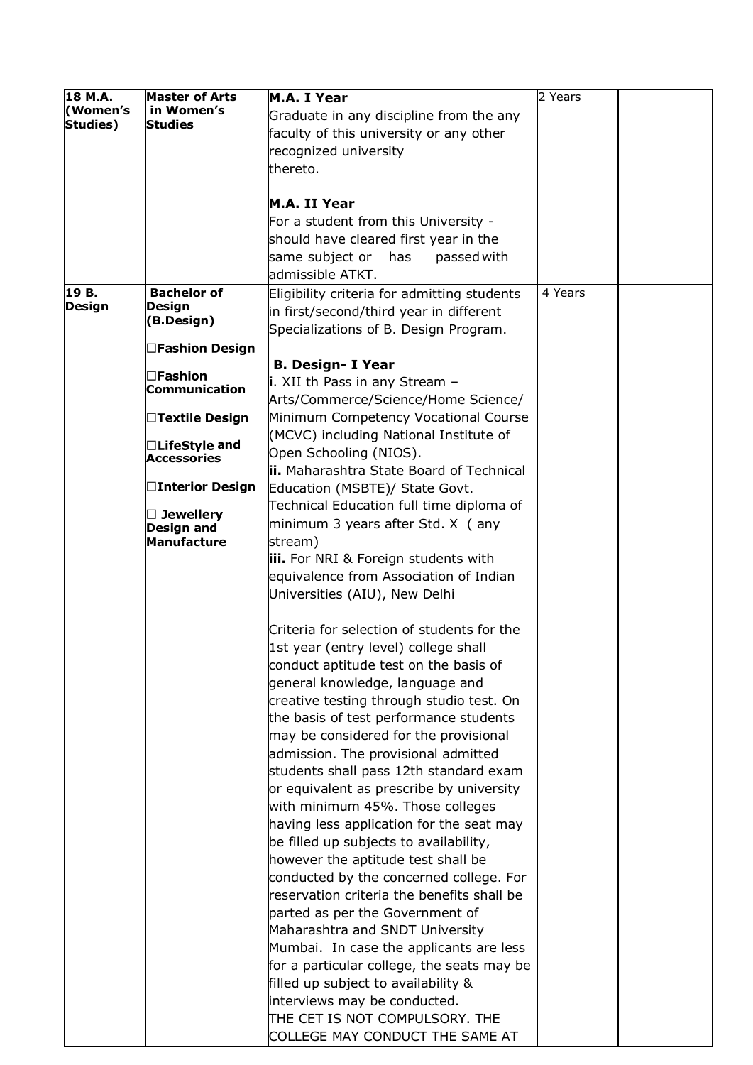| | | | | |
|---|---|---|---|---|
| **18 M.A. (Women's Studies)** | **Master of Arts in Women's Studies** | **M.A. I Year**<br>Graduate in any discipline from the any faculty of this university or any other recognized university thereto.<br><br>**M.A. II Year**<br>For a student from this University - should have cleared first year in the same subject or has passed with admissible ATKT. | 2 Years | |
| **19 B. Design** | **Bachelor of Design (B.Design)**<br><br>☐**Fashion Design**<br><br>☐**Fashion Communication**<br><br>☐**Textile Design**<br><br>☐**LifeStyle and Accessories**<br><br>☐**Interior Design**<br><br>☐ **Jewellery Design and Manufacture** | Eligibility criteria for admitting students in first/second/third year in different Specializations of B. Design Program.<br><br>**B. Design- I Year**<br>**i**. XII th Pass in any Stream – Arts/Commerce/Science/Home Science/ Minimum Competency Vocational Course (MCVC) including National Institute of Open Schooling (NIOS).<br>**ii.** Maharashtra State Board of Technical Education (MSBTE)/ State Govt. Technical Education full time diploma of minimum 3 years after Std. X ( any stream)<br>**iii.** For NRI & Foreign students with equivalence from Association of Indian Universities (AIU), New Delhi<br><br>Criteria for selection of students for the 1st year (entry level) college shall conduct aptitude test on the basis of general knowledge, language and creative testing through studio test. On the basis of test performance students may be considered for the provisional admission. The provisional admitted students shall pass 12th standard exam or equivalent as prescribe by university with minimum 45%. Those colleges having less application for the seat may be filled up subjects to availability, however the aptitude test shall be conducted by the concerned college. For reservation criteria the benefits shall be parted as per the Government of Maharashtra and SNDT University Mumbai. In case the applicants are less for a particular college, the seats may be filled up subject to availability & interviews may be conducted.<br>THE CET IS NOT COMPULSORY. THE COLLEGE MAY CONDUCT THE SAME AT | 4 Years | |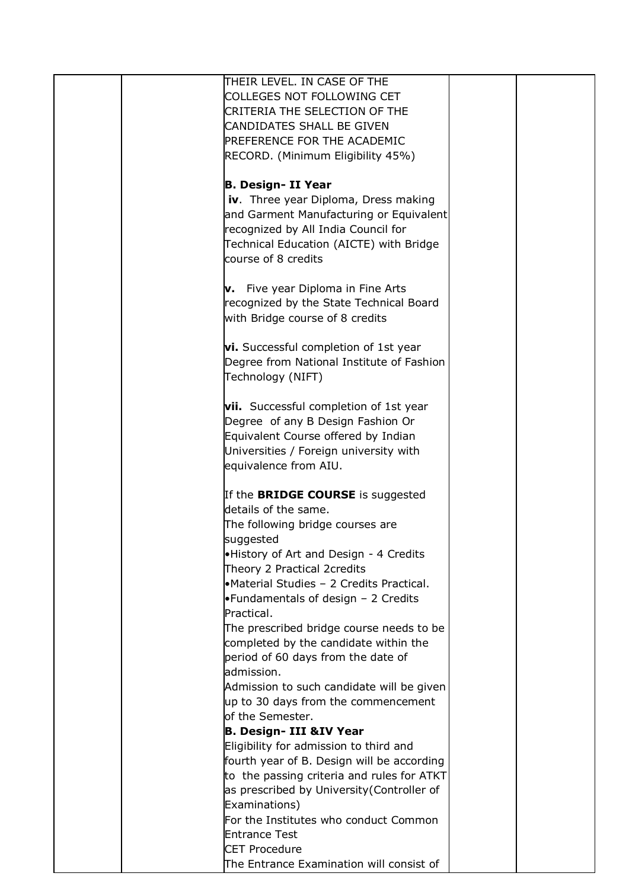| | | | | |
|---|---|---|---|---|
| | | THEIR LEVEL. IN CASE OF THE COLLEGES NOT FOLLOWING CET CRITERIA THE SELECTION OF THE CANDIDATES SHALL BE GIVEN PREFERENCE FOR THE ACADEMIC RECORD. (Minimum Eligibility 45%)<br><br>**B. Design- II Year**<br>**iv**. Three year Diploma, Dress making and Garment Manufacturing or Equivalent recognized by All India Council for Technical Education (AICTE) with Bridge course of 8 credits<br><br>**v.** Five year Diploma in Fine Arts recognized by the State Technical Board with Bridge course of 8 credits<br><br>**vi.** Successful completion of 1st year Degree from National Institute of Fashion Technology (NIFT)<br><br>**vii.** Successful completion of 1st year Degree of any B Design Fashion Or Equivalent Course offered by Indian Universities / Foreign university with equivalence from AIU.<br><br>If the **BRIDGE COURSE** is suggested details of the same.<br>The following bridge courses are suggested<br>•History of Art and Design - 4 Credits Theory 2 Practical 2credits<br>•Material Studies – 2 Credits Practical.<br>•Fundamentals of design – 2 Credits Practical.<br>The prescribed bridge course needs to be completed by the candidate within the period of 60 days from the date of admission.<br>Admission to such candidate will be given up to 30 days from the commencement of the Semester.<br>**B. Design- III &IV Year**<br>Eligibility for admission to third and fourth year of B. Design will be according to the passing criteria and rules for ATKT as prescribed by University(Controller of Examinations)<br>For the Institutes who conduct Common Entrance Test<br>CET Procedure<br>The Entrance Examination will consist of | | |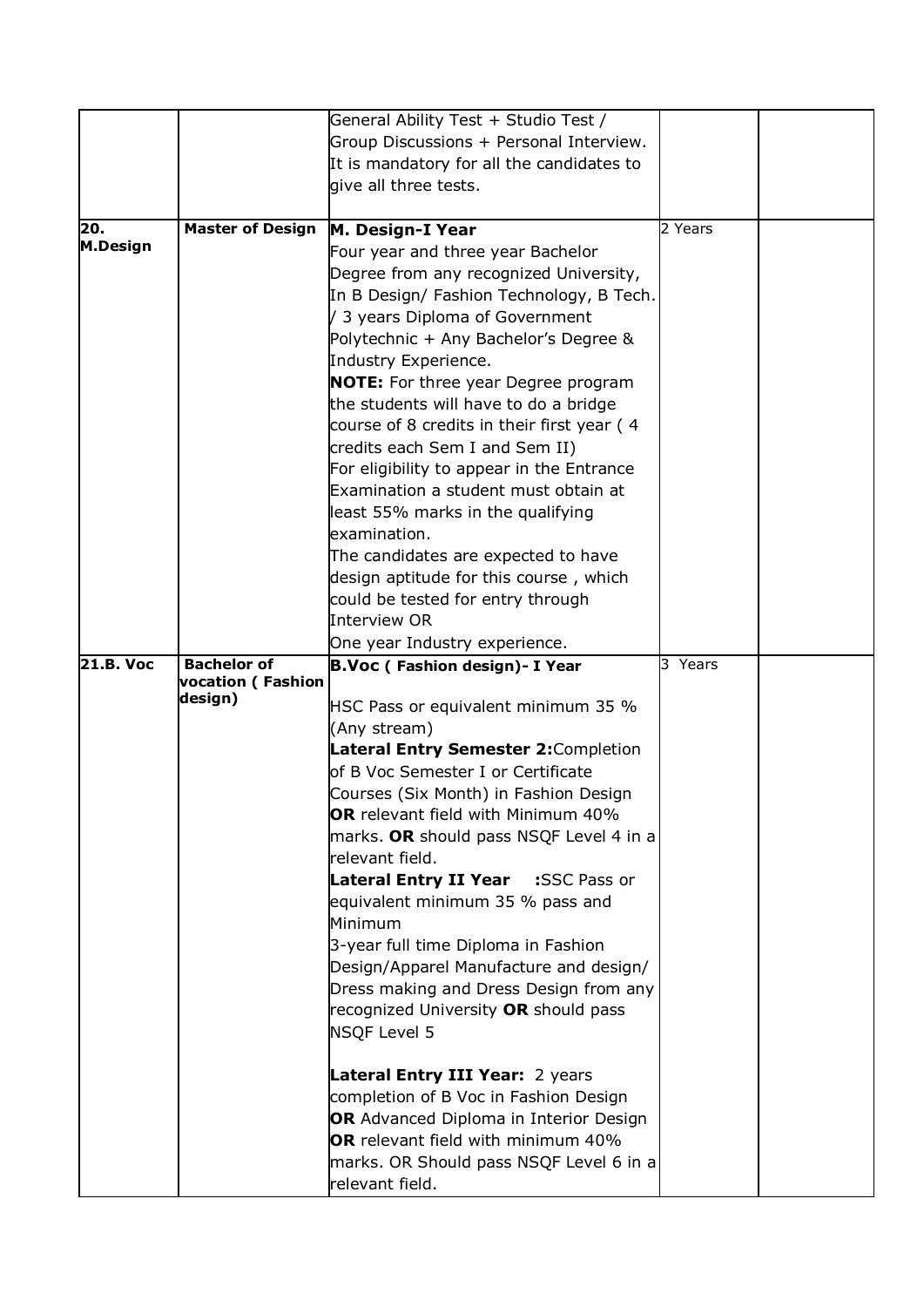| | | | | |
|---|---|---|---|---|
| | | General Ability Test + Studio Test / Group Discussions + Personal Interview. It is mandatory for all the candidates to give all three tests. | | |
| **20. M.Design** | **Master of Design** | **M. Design-I Year**<br>Four year and three year Bachelor Degree from any recognized University, In B Design/ Fashion Technology, B Tech. / 3 years Diploma of Government Polytechnic + Any Bachelor's Degree & Industry Experience.<br>**NOTE:** For three year Degree program the students will have to do a bridge course of 8 credits in their first year ( 4 credits each Sem I and Sem II)<br>For eligibility to appear in the Entrance Examination a student must obtain at least 55% marks in the qualifying examination.<br>The candidates are expected to have design aptitude for this course , which could be tested for entry through Interview OR<br>One year Industry experience. | 2 Years | |
| **21.B. Voc** | **Bachelor of vocation ( Fashion design)** | **B.Voc ( Fashion design)- I Year**<br><br>HSC Pass or equivalent minimum 35 % (Any stream)<br>**Lateral Entry Semester 2:**Completion of B Voc Semester I or Certificate Courses (Six Month) in Fashion Design **OR** relevant field with Minimum 40% marks. **OR** should pass NSQF Level 4 in a relevant field.<br>**Lateral Entry II Year :**SSC Pass or equivalent minimum 35 % pass and Minimum<br>3-year full time Diploma in Fashion Design/Apparel Manufacture and design/ Dress making and Dress Design from any recognized University **OR** should pass NSQF Level 5<br><br>**Lateral Entry III Year:** 2 years completion of B Voc in Fashion Design **OR** Advanced Diploma in Interior Design **OR** relevant field with minimum 40% marks. OR Should pass NSQF Level 6 in a relevant field. | 3 Years | |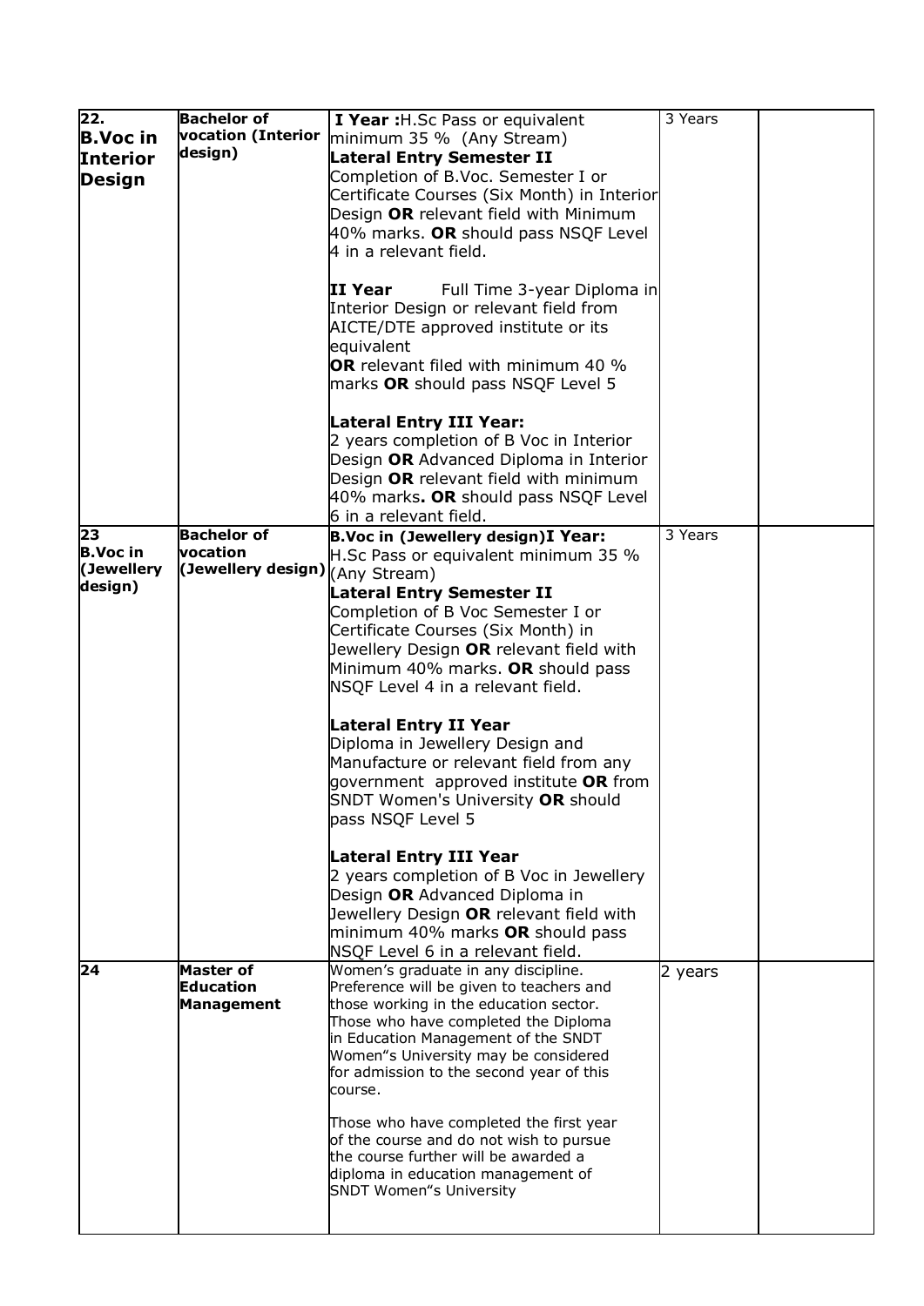| 22. **B.Voc in Interior Design** | **Bachelor of vocation (Interior design)** | **I Year :**H.Sc Pass or equivalent minimum 35 % (Any Stream)<br>**Lateral Entry Semester II**<br>Completion of B.Voc. Semester I or Certificate Courses (Six Month) in Interior Design **OR** relevant field with Minimum 40% marks. **OR** should pass NSQF Level 4 in a relevant field.<br><br>**II Year** Full Time 3-year Diploma in Interior Design or relevant field from AICTE/DTE approved institute or its equivalent<br>**OR** relevant filed with minimum 40 % marks **OR** should pass NSQF Level 5<br><br>**Lateral Entry III Year:**<br>2 years completion of B Voc in Interior Design **OR** Advanced Diploma in Interior Design **OR** relevant field with minimum 40% marks**. OR** should pass NSQF Level 6 in a relevant field. | 3 Years | |
|---|---|---|---|---|
| **23 B.Voc in (Jewellery design)** | **Bachelor of vocation (Jewellery design)** | **B.Voc in (Jewellery design)I Year:**<br>H.Sc Pass or equivalent minimum 35 % (Any Stream)<br>**Lateral Entry Semester II**<br>Completion of B Voc Semester I or Certificate Courses (Six Month) in Jewellery Design **OR** relevant field with Minimum 40% marks. **OR** should pass NSQF Level 4 in a relevant field.<br><br>**Lateral Entry II Year**<br>Diploma in Jewellery Design and Manufacture or relevant field from any government approved institute **OR** from SNDT Women's University **OR** should pass NSQF Level 5<br><br>**Lateral Entry III Year**<br>2 years completion of B Voc in Jewellery Design **OR** Advanced Diploma in Jewellery Design **OR** relevant field with minimum 40% marks **OR** should pass NSQF Level 6 in a relevant field. | 3 Years | |
| **24** | **Master of Education Management** | Women's graduate in any discipline. Preference will be given to teachers and those working in the education sector. Those who have completed the Diploma in Education Management of the SNDT Women"s University may be considered for admission to the second year of this course.<br><br>Those who have completed the first year of the course and do not wish to pursue the course further will be awarded a diploma in education management of SNDT Women"s University | 2 years | |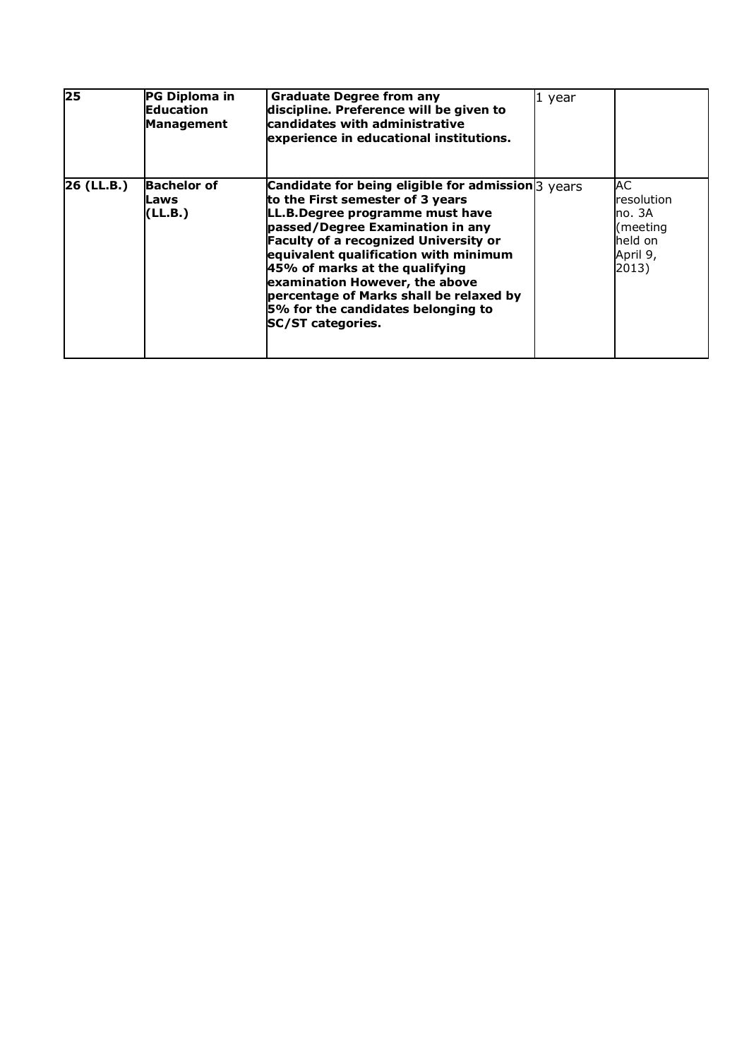| **25** | **PG Diploma in Education Management** | **Graduate Degree from any discipline. Preference will be given to candidates with administrative experience in educational institutions.** | 1 year | |
|---|---|---|---|---|
| **26 (LL.B.)** | **Bachelor of Laws (LL.B.)** | **Candidate for being eligible for admission to the First semester of 3 years LL.B.Degree programme must have passed/Degree Examination in any Faculty of a recognized University or equivalent qualification with minimum 45% of marks at the qualifying examination However, the above percentage of Marks shall be relaxed by 5% for the candidates belonging to SC/ST categories.** | 3 years | AC resolution no. 3A (meeting held on April 9, 2013) |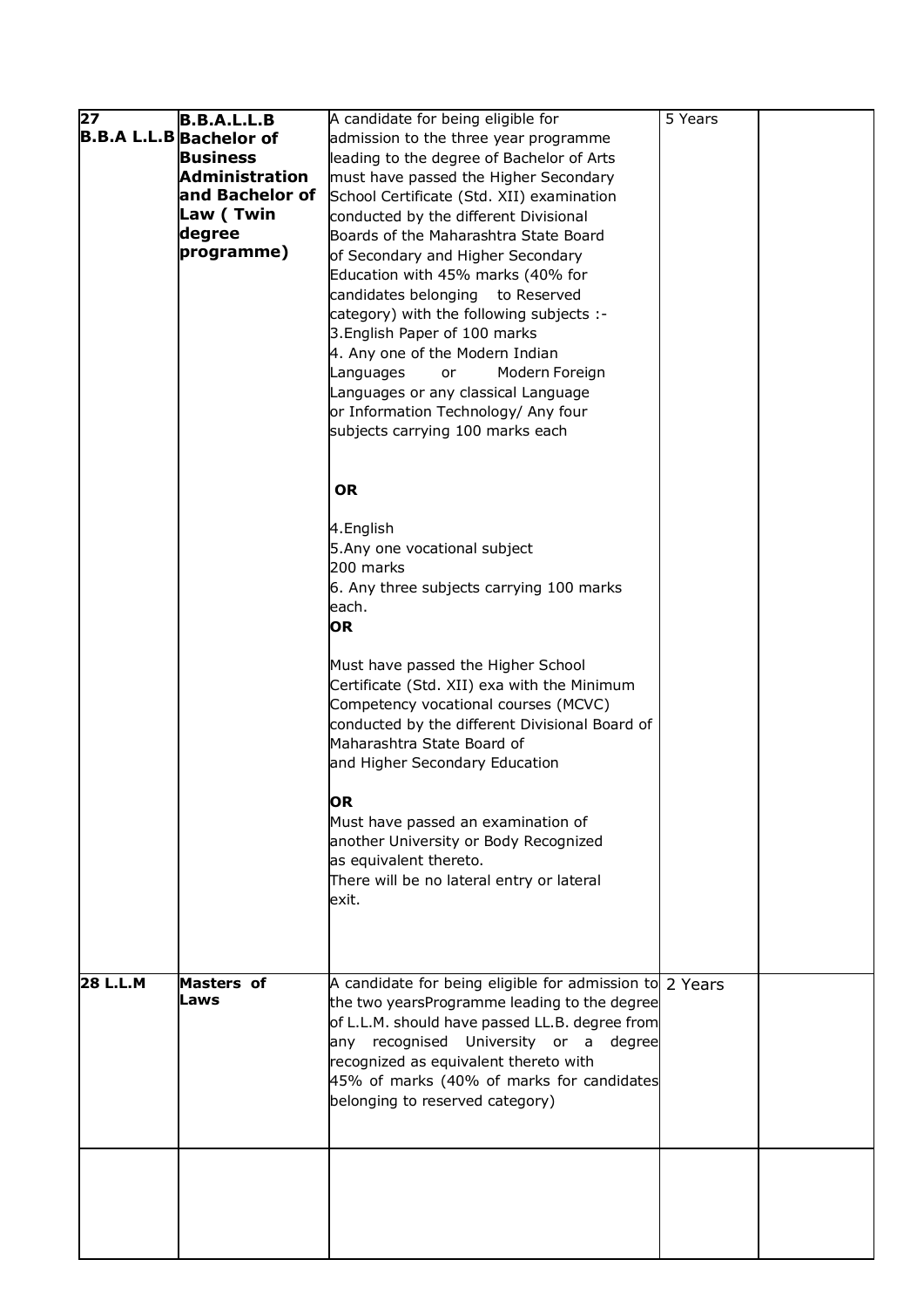| | | | | |
|---|---|---|---|---|
| 27 **B.B.A L.L.B** | **B.B.A.L.L.B Bachelor of Business Administration and Bachelor of Law ( Twin degree programme)** | A candidate for being eligible for admission to the three year programme leading to the degree of Bachelor of Arts must have passed the Higher Secondary School Certificate (Std. XII) examination conducted by the different Divisional Boards of the Maharashtra State Board of Secondary and Higher Secondary Education with 45% marks (40% for candidates belonging to Reserved category) with the following subjects :-<br>3.English Paper of 100 marks<br>4. Any one of the Modern Indian Languages or Modern Foreign Languages or any classical Language or Information Technology/ Any four subjects carrying 100 marks each<br><br>**OR**<br><br>4.English<br>5.Any one vocational subject 200 marks<br>6. Any three subjects carrying 100 marks each.<br>**OR**<br><br>Must have passed the Higher School Certificate (Std. XII) exa with the Minimum Competency vocational courses (MCVC) conducted by the different Divisional Board of Maharashtra State Board of and Higher Secondary Education<br><br>**OR**<br>Must have passed an examination of another University or Body Recognized as equivalent thereto.<br>There will be no lateral entry or lateral exit. | 5 Years | |
| **28 L.L.M** | **Masters of Laws** | A candidate for being eligible for admission to the two yearsProgramme leading to the degree of L.L.M. should have passed LL.B. degree from any recognised University or a degree recognized as equivalent thereto with 45% of marks (40% of marks for candidates belonging to reserved category) | 2 Years | |
| | | | | |